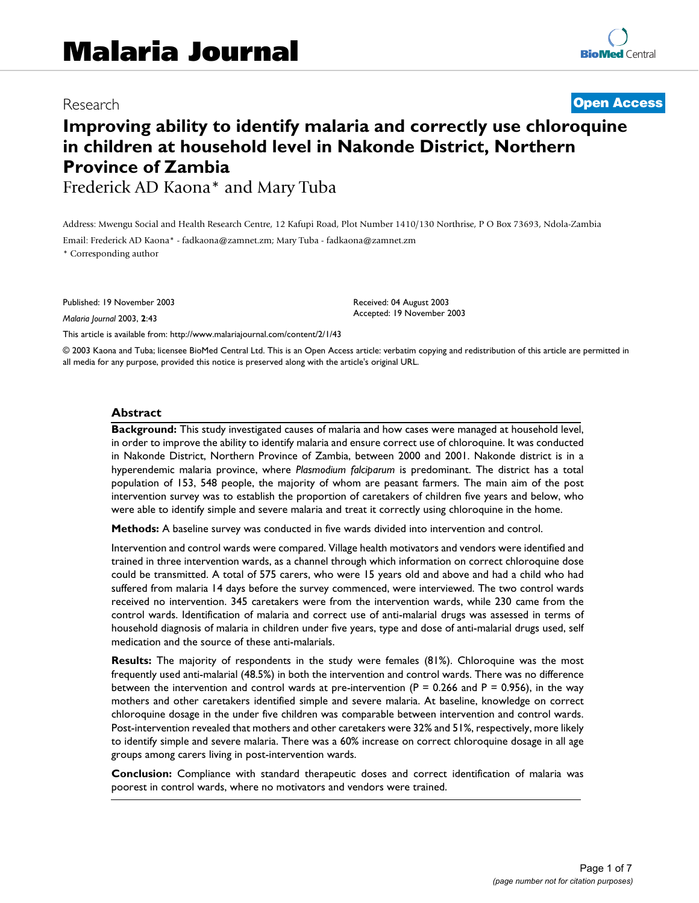Malaria Journal

Research

Open Access

# Improving ability to identify malaria and correctly use chloroquine in children at household level in Nakonde District, Northern Province of Zambia

Frederick AD Kaona* and Mary Tuba

Address: Mwengu Social and Health Research Centre, 12 Kafupi Road, Plot Number 1410/130 Northrise, P O Box 73693, Ndola-Zambia

Email: Frederick AD Kaona* - fadkaona@zamnet.zm; Mary Tuba - fadkaona@zamnet.zm

* Corresponding author

Published: 19 November 2003

*Malaria Journal* 2003, **2**:43

Received: 04 August 2003
Accepted: 19 November 2003

This article is available from: http://www.malariajournal.com/content/2/1/43

© 2003 Kaona and Tuba; licensee BioMed Central Ltd. This is an Open Access article: verbatim copying and redistribution of this article are permitted in all media for any purpose, provided this notice is preserved along with the article's original URL.

## Abstract

**Background:** This study investigated causes of malaria and how cases were managed at household level, in order to improve the ability to identify malaria and ensure correct use of chloroquine. It was conducted in Nakonde District, Northern Province of Zambia, between 2000 and 2001. Nakonde district is in a hyperendemic malaria province, where *Plasmodium falciparum* is predominant. The district has a total population of 153, 548 people, the majority of whom are peasant farmers. The main aim of the post intervention survey was to establish the proportion of caretakers of children five years and below, who were able to identify simple and severe malaria and treat it correctly using chloroquine in the home.

**Methods:** A baseline survey was conducted in five wards divided into intervention and control.

Intervention and control wards were compared. Village health motivators and vendors were identified and trained in three intervention wards, as a channel through which information on correct chloroquine dose could be transmitted. A total of 575 carers, who were 15 years old and above and had a child who had suffered from malaria 14 days before the survey commenced, were interviewed. The two control wards received no intervention. 345 caretakers were from the intervention wards, while 230 came from the control wards. Identification of malaria and correct use of anti-malarial drugs was assessed in terms of household diagnosis of malaria in children under five years, type and dose of anti-malarial drugs used, self medication and the source of these anti-malarials.

**Results:** The majority of respondents in the study were females (81%). Chloroquine was the most frequently used anti-malarial (48.5%) in both the intervention and control wards. There was no difference between the intervention and control wards at pre-intervention ($P = 0.266$ and $P = 0.956$), in the way mothers and other caretakers identified simple and severe malaria. At baseline, knowledge on correct chloroquine dosage in the under five children was comparable between intervention and control wards. Post-intervention revealed that mothers and other caretakers were 32% and 51%, respectively, more likely to identify simple and severe malaria. There was a 60% increase on correct chloroquine dosage in all age groups among carers living in post-intervention wards.

**Conclusion:** Compliance with standard therapeutic doses and correct identification of malaria was poorest in control wards, where no motivators and vendors were trained.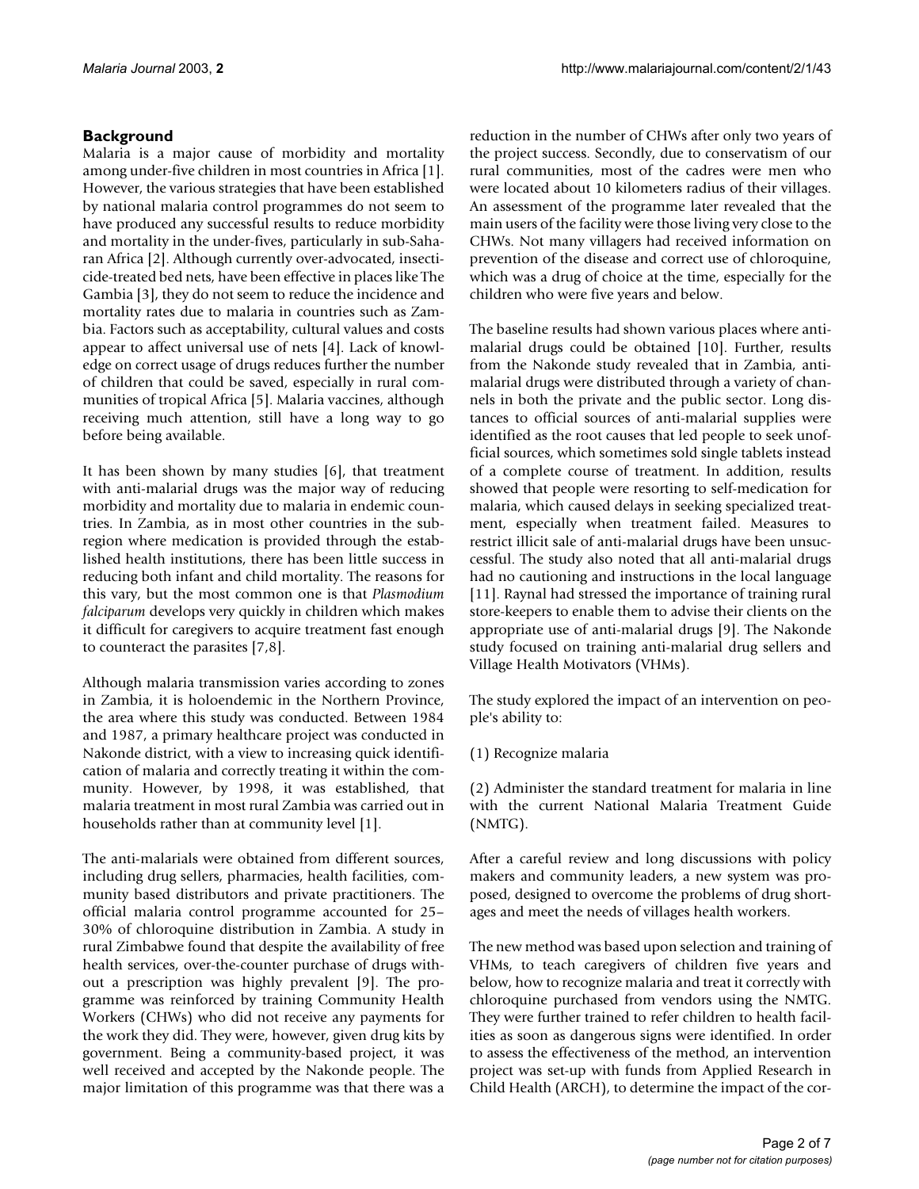## Background

Malaria is a major cause of morbidity and mortality among under-five children in most countries in Africa [1]. However, the various strategies that have been established by national malaria control programmes do not seem to have produced any successful results to reduce morbidity and mortality in the under-fives, particularly in sub-Saharan Africa [2]. Although currently over-advocated, insecticide-treated bed nets, have been effective in places like The Gambia [3], they do not seem to reduce the incidence and mortality rates due to malaria in countries such as Zambia. Factors such as acceptability, cultural values and costs appear to affect universal use of nets [4]. Lack of knowledge on correct usage of drugs reduces further the number of children that could be saved, especially in rural communities of tropical Africa [5]. Malaria vaccines, although receiving much attention, still have a long way to go before being available.

It has been shown by many studies [6], that treatment with anti-malarial drugs was the major way of reducing morbidity and mortality due to malaria in endemic countries. In Zambia, as in most other countries in the subregion where medication is provided through the established health institutions, there has been little success in reducing both infant and child mortality. The reasons for this vary, but the most common one is that *Plasmodium falciparum* develops very quickly in children which makes it difficult for caregivers to acquire treatment fast enough to counteract the parasites [7,8].

Although malaria transmission varies according to zones in Zambia, it is holoendemic in the Northern Province, the area where this study was conducted. Between 1984 and 1987, a primary healthcare project was conducted in Nakonde district, with a view to increasing quick identification of malaria and correctly treating it within the community. However, by 1998, it was established, that malaria treatment in most rural Zambia was carried out in households rather than at community level [1].

The anti-malarials were obtained from different sources, including drug sellers, pharmacies, health facilities, community based distributors and private practitioners. The official malaria control programme accounted for 25–30% of chloroquine distribution in Zambia. A study in rural Zimbabwe found that despite the availability of free health services, over-the-counter purchase of drugs without a prescription was highly prevalent [9]. The programme was reinforced by training Community Health Workers (CHWs) who did not receive any payments for the work they did. They were, however, given drug kits by government. Being a community-based project, it was well received and accepted by the Nakonde people. The major limitation of this programme was that there was a reduction in the number of CHWs after only two years of the project success. Secondly, due to conservatism of our rural communities, most of the cadres were men who were located about 10 kilometers radius of their villages. An assessment of the programme later revealed that the main users of the facility were those living very close to the CHWs. Not many villagers had received information on prevention of the disease and correct use of chloroquine, which was a drug of choice at the time, especially for the children who were five years and below.

The baseline results had shown various places where anti-malarial drugs could be obtained [10]. Further, results from the Nakonde study revealed that in Zambia, anti-malarial drugs were distributed through a variety of channels in both the private and the public sector. Long distances to official sources of anti-malarial supplies were identified as the root causes that led people to seek unofficial sources, which sometimes sold single tablets instead of a complete course of treatment. In addition, results showed that people were resorting to self-medication for malaria, which caused delays in seeking specialized treatment, especially when treatment failed. Measures to restrict illicit sale of anti-malarial drugs have been unsuccessful. The study also noted that all anti-malarial drugs had no cautioning and instructions in the local language [11]. Raynal had stressed the importance of training rural store-keepers to enable them to advise their clients on the appropriate use of anti-malarial drugs [9]. The Nakonde study focused on training anti-malarial drug sellers and Village Health Motivators (VHMs).

The study explored the impact of an intervention on people's ability to:

(1) Recognize malaria

(2) Administer the standard treatment for malaria in line with the current National Malaria Treatment Guide (NMTG).

After a careful review and long discussions with policy makers and community leaders, a new system was proposed, designed to overcome the problems of drug shortages and meet the needs of villages health workers.

The new method was based upon selection and training of VHMs, to teach caregivers of children five years and below, how to recognize malaria and treat it correctly with chloroquine purchased from vendors using the NMTG. They were further trained to refer children to health facilities as soon as dangerous signs were identified. In order to assess the effectiveness of the method, an intervention project was set-up with funds from Applied Research in Child Health (ARCH), to determine the impact of the cor-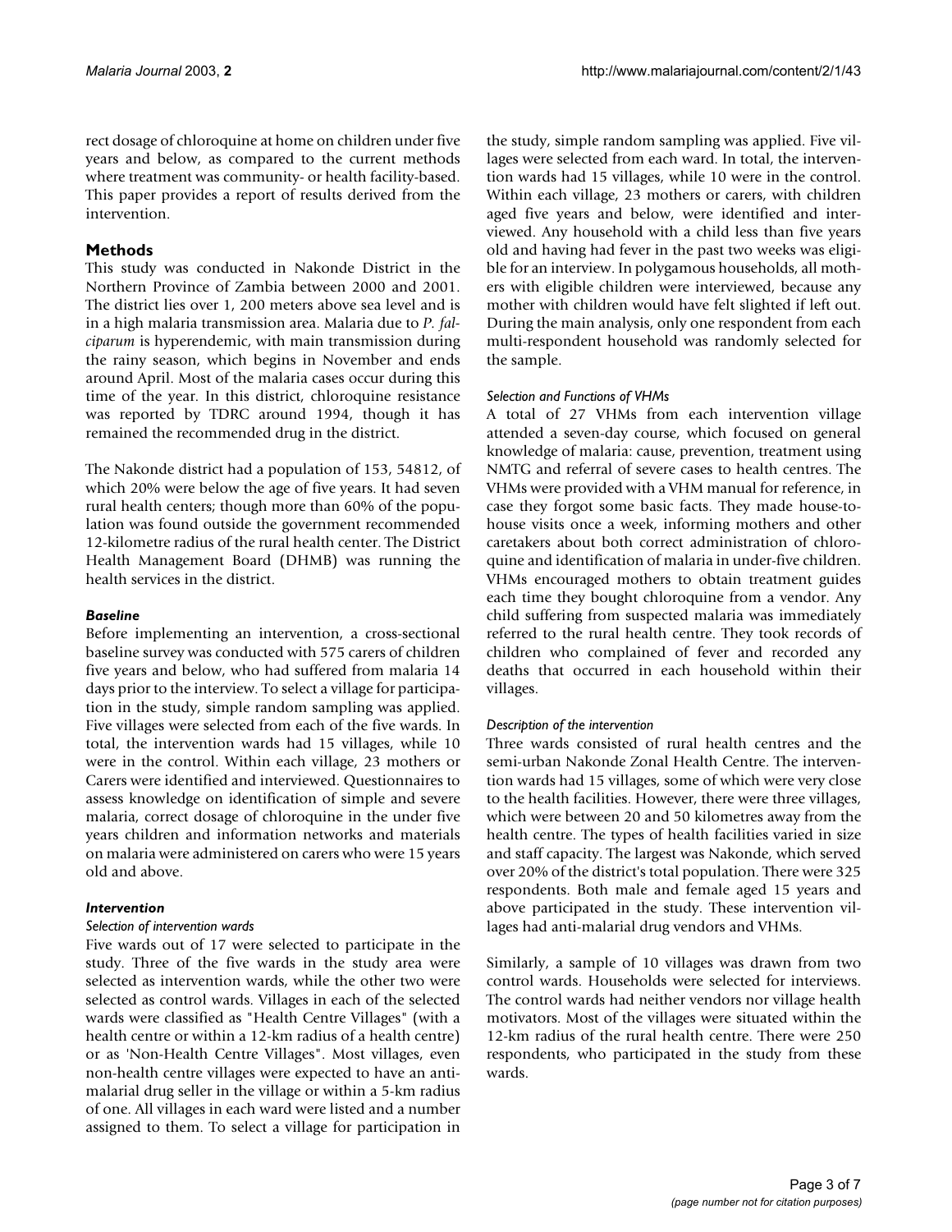rect dosage of chloroquine at home on children under five years and below, as compared to the current methods where treatment was community- or health facility-based. This paper provides a report of results derived from the intervention.

## Methods

This study was conducted in Nakonde District in the Northern Province of Zambia between 2000 and 2001. The district lies over 1, 200 meters above sea level and is in a high malaria transmission area. Malaria due to *P. falciparum* is hyperendemic, with main transmission during the rainy season, which begins in November and ends around April. Most of the malaria cases occur during this time of the year. In this district, chloroquine resistance was reported by TDRC around 1994, though it has remained the recommended drug in the district.

The Nakonde district had a population of 153, 54812, of which 20% were below the age of five years. It had seven rural health centers; though more than 60% of the population was found outside the government recommended 12-kilometre radius of the rural health center. The District Health Management Board (DHMB) was running the health services in the district.

### *Baseline*

Before implementing an intervention, a cross-sectional baseline survey was conducted with 575 carers of children five years and below, who had suffered from malaria 14 days prior to the interview. To select a village for participation in the study, simple random sampling was applied. Five villages were selected from each of the five wards. In total, the intervention wards had 15 villages, while 10 were in the control. Within each village, 23 mothers or Carers were identified and interviewed. Questionnaires to assess knowledge on identification of simple and severe malaria, correct dosage of chloroquine in the under five years children and information networks and materials on malaria were administered on carers who were 15 years old and above.

### *Intervention*

#### *Selection of intervention wards*

Five wards out of 17 were selected to participate in the study. Three of the five wards in the study area were selected as intervention wards, while the other two were selected as control wards. Villages in each of the selected wards were classified as "Health Centre Villages" (with a health centre or within a 12-km radius of a health centre) or as 'Non-Health Centre Villages". Most villages, even non-health centre villages were expected to have an anti-malarial drug seller in the village or within a 5-km radius of one. All villages in each ward were listed and a number assigned to them. To select a village for participation in the study, simple random sampling was applied. Five villages were selected from each ward. In total, the intervention wards had 15 villages, while 10 were in the control. Within each village, 23 mothers or carers, with children aged five years and below, were identified and interviewed. Any household with a child less than five years old and having had fever in the past two weeks was eligible for an interview. In polygamous households, all mothers with eligible children were interviewed, because any mother with children would have felt slighted if left out. During the main analysis, only one respondent from each multi-respondent household was randomly selected for the sample.

#### *Selection and Functions of VHMs*

A total of 27 VHMs from each intervention village attended a seven-day course, which focused on general knowledge of malaria: cause, prevention, treatment using NMTG and referral of severe cases to health centres. The VHMs were provided with a VHM manual for reference, in case they forgot some basic facts. They made house-to-house visits once a week, informing mothers and other caretakers about both correct administration of chloroquine and identification of malaria in under-five children. VHMs encouraged mothers to obtain treatment guides each time they bought chloroquine from a vendor. Any child suffering from suspected malaria was immediately referred to the rural health centre. They took records of children who complained of fever and recorded any deaths that occurred in each household within their villages.

#### *Description of the intervention*

Three wards consisted of rural health centres and the semi-urban Nakonde Zonal Health Centre. The intervention wards had 15 villages, some of which were very close to the health facilities. However, there were three villages, which were between 20 and 50 kilometres away from the health centre. The types of health facilities varied in size and staff capacity. The largest was Nakonde, which served over 20% of the district's total population. There were 325 respondents. Both male and female aged 15 years and above participated in the study. These intervention villages had anti-malarial drug vendors and VHMs.

Similarly, a sample of 10 villages was drawn from two control wards. Households were selected for interviews. The control wards had neither vendors nor village health motivators. Most of the villages were situated within the 12-km radius of the rural health centre. There were 250 respondents, who participated in the study from these wards.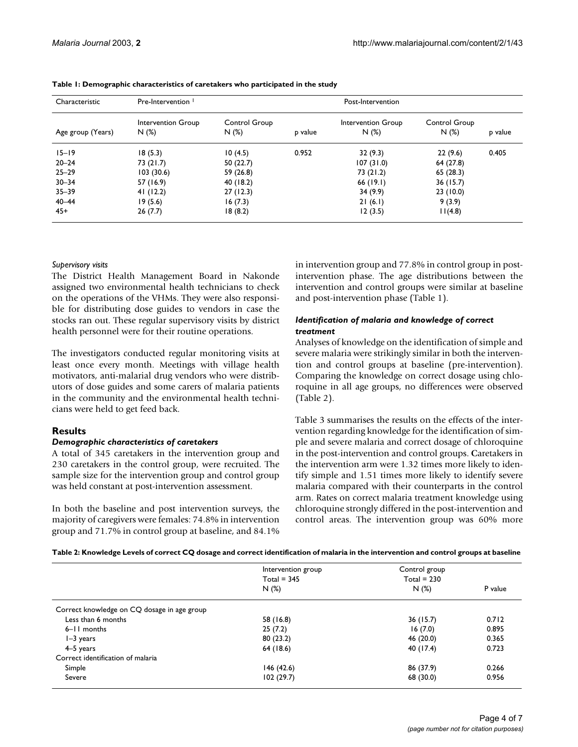**Table 1: Demographic characteristics of caretakers who participated in the study**

| Characteristic | Pre-Intervention [1] | | | Post-Intervention | | |
|---|---|---|---|---|---|---|
| Age group (Years) | Intervention Group N (%) | Control Group N (%) | p value | Intervention Group N (%) | Control Group N (%) | p value |
| 15–19 | 18 (5.3) | 10 (4.5) | 0.952 | 32 (9.3) | 22 (9.6) | 0.405 |
| 20–24 | 73 (21.7) | 50 (22.7) | | 107 (31.0) | 64 (27.8) | |
| 25–29 | 103 (30.6) | 59 (26.8) | | 73 (21.2) | 65 (28.3) | |
| 30–34 | 57 (16.9) | 40 (18.2) | | 66 (19.1) | 36 (15.7) | |
| 35–39 | 41 (12.2) | 27 (12.3) | | 34 (9.9) | 23 (10.0) | |
| 40–44 | 19 (5.6) | 16 (7.3) | | 21 (6.1) | 9 (3.9) | |
| 45+ | 26 (7.7) | 18 (8.2) | | 12 (3.5) | 11(4.8) | |

*Supervisory visits*

The District Health Management Board in Nakonde assigned two environmental health technicians to check on the operations of the VHMs. They were also responsible for distributing dose guides to vendors in case the stocks ran out. These regular supervisory visits by district health personnel were for their routine operations.

The investigators conducted regular monitoring visits at least once every month. Meetings with village health motivators, anti-malarial drug vendors who were distributors of dose guides and some carers of malaria patients in the community and the environmental health technicians were held to get feed back.

## Results

### *Demographic characteristics of caretakers*

A total of 345 caretakers in the intervention group and 230 caretakers in the control group, were recruited. The sample size for the intervention group and control group was held constant at post-intervention assessment.

In both the baseline and post intervention surveys, the majority of caregivers were females: 74.8% in intervention group and 71.7% in control group at baseline, and 84.1% in intervention group and 77.8% in control group in post-intervention phase. The age distributions between the intervention and control groups were similar at baseline and post-intervention phase (Table 1).

### *Identification of malaria and knowledge of correct treatment*

Analyses of knowledge on the identification of simple and severe malaria were strikingly similar in both the intervention and control groups at baseline (pre-intervention). Comparing the knowledge on correct dosage using chloroquine in all age groups, no differences were observed (Table 2).

Table 3 summarises the results on the effects of the intervention regarding knowledge for the identification of simple and severe malaria and correct dosage of chloroquine in the post-intervention and control groups. Caretakers in the intervention arm were 1.32 times more likely to identify simple and 1.51 times more likely to identify severe malaria compared with their counterparts in the control arm. Rates on correct malaria treatment knowledge using chloroquine strongly differed in the post-intervention and control areas. The intervention group was 60% more

**Table 2: Knowledge Levels of correct CQ dosage and correct identification of malaria in the intervention and control groups at baseline**

| | Intervention group Total = 345 N (%) | Control group Total = 230 N (%) | P value |
|---|---|---|---|
| Correct knowledge on CQ dosage in age group | | | |
| Less than 6 months | 58 (16.8) | 36 (15.7) | 0.712 |
| 6–11 months | 25 (7.2) | 16 (7.0) | 0.895 |
| 1–3 years | 80 (23.2) | 46 (20.0) | 0.365 |
| 4–5 years | 64 (18.6) | 40 (17.4) | 0.723 |
| Correct identification of malaria | | | |
| Simple | 146 (42.6) | 86 (37.9) | 0.266 |
| Severe | 102 (29.7) | 68 (30.0) | 0.956 |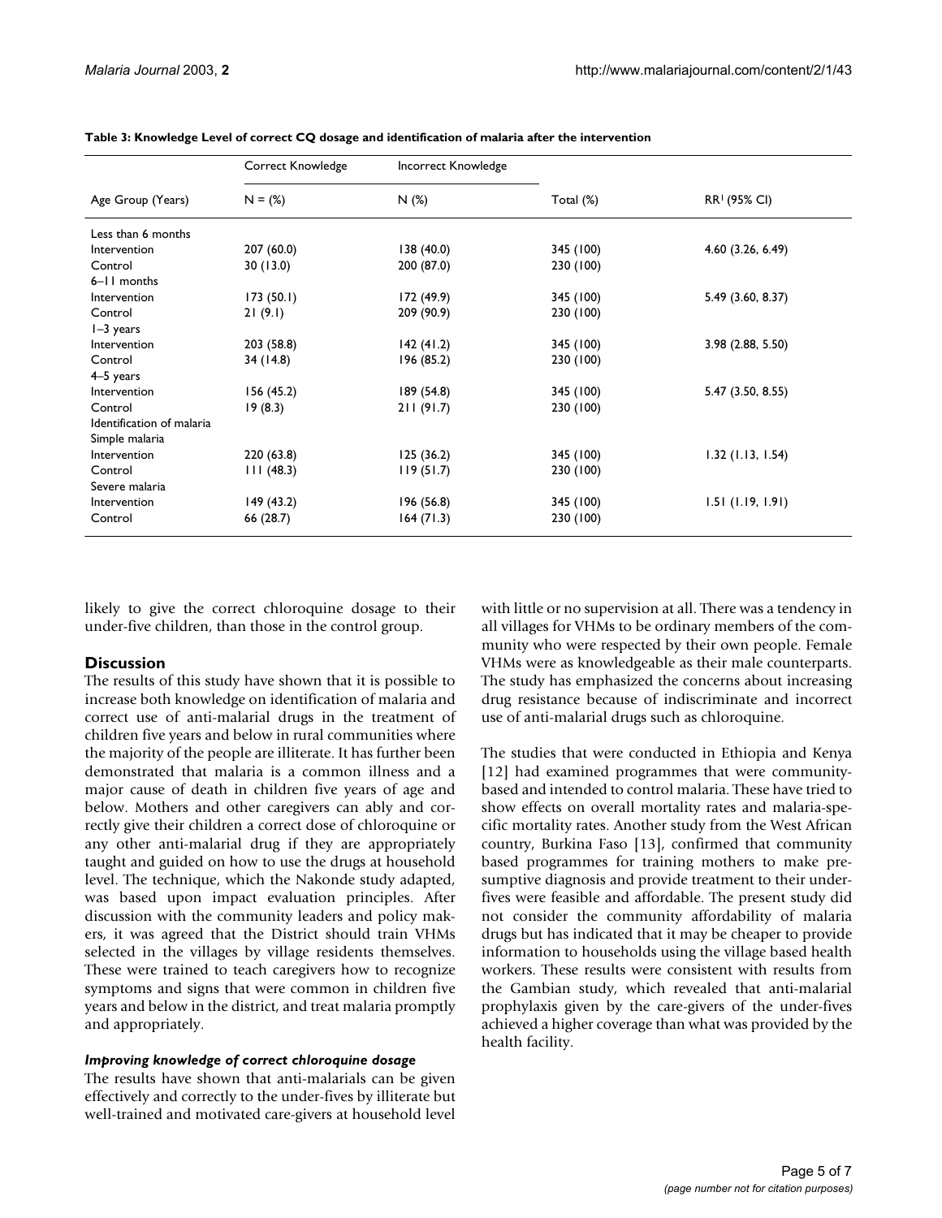**Table 3: Knowledge Level of correct CQ dosage and identification of malaria after the intervention**

| | Correct Knowledge | Incorrect Knowledge | | |
|---|---|---|---|---|
| Age Group (Years) | N = (%) | N (%) | Total (%) | RR[1] (95% CI) |
| Less than 6 months | | | | |
| Intervention | 207 (60.0) | 138 (40.0) | 345 (100) | 4.60 (3.26, 6.49) |
| Control | 30 (13.0) | 200 (87.0) | 230 (100) | |
| 6–11 months | | | | |
| Intervention | 173 (50.1) | 172 (49.9) | 345 (100) | 5.49 (3.60, 8.37) |
| Control | 21 (9.1) | 209 (90.9) | 230 (100) | |
| 1–3 years | | | | |
| Intervention | 203 (58.8) | 142 (41.2) | 345 (100) | 3.98 (2.88, 5.50) |
| Control | 34 (14.8) | 196 (85.2) | 230 (100) | |
| 4–5 years | | | | |
| Intervention | 156 (45.2) | 189 (54.8) | 345 (100) | 5.47 (3.50, 8.55) |
| Control | 19 (8.3) | 211 (91.7) | 230 (100) | |
| Identification of malaria | | | | |
| Simple malaria | | | | |
| Intervention | 220 (63.8) | 125 (36.2) | 345 (100) | 1.32 (1.13, 1.54) |
| Control | 111 (48.3) | 119 (51.7) | 230 (100) | |
| Severe malaria | | | | |
| Intervention | 149 (43.2) | 196 (56.8) | 345 (100) | 1.51 (1.19, 1.91) |
| Control | 66 (28.7) | 164 (71.3) | 230 (100) | |

likely to give the correct chloroquine dosage to their under-five children, than those in the control group.

## Discussion

The results of this study have shown that it is possible to increase both knowledge on identification of malaria and correct use of anti-malarial drugs in the treatment of children five years and below in rural communities where the majority of the people are illiterate. It has further been demonstrated that malaria is a common illness and a major cause of death in children five years of age and below. Mothers and other caregivers can ably and correctly give their children a correct dose of chloroquine or any other anti-malarial drug if they are appropriately taught and guided on how to use the drugs at household level. The technique, which the Nakonde study adapted, was based upon impact evaluation principles. After discussion with the community leaders and policy makers, it was agreed that the District should train VHMs selected in the villages by village residents themselves. These were trained to teach caregivers how to recognize symptoms and signs that were common in children five years and below in the district, and treat malaria promptly and appropriately.

### *Improving knowledge of correct chloroquine dosage*

The results have shown that anti-malarials can be given effectively and correctly to the under-fives by illiterate but well-trained and motivated care-givers at household level with little or no supervision at all. There was a tendency in all villages for VHMs to be ordinary members of the community who were respected by their own people. Female VHMs were as knowledgeable as their male counterparts. The study has emphasized the concerns about increasing drug resistance because of indiscriminate and incorrect use of anti-malarial drugs such as chloroquine.

The studies that were conducted in Ethiopia and Kenya [12] had examined programmes that were community-based and intended to control malaria. These have tried to show effects on overall mortality rates and malaria-specific mortality rates. Another study from the West African country, Burkina Faso [13], confirmed that community based programmes for training mothers to make presumptive diagnosis and provide treatment to their under-fives were feasible and affordable. The present study did not consider the community affordability of malaria drugs but has indicated that it may be cheaper to provide information to households using the village based health workers. These results were consistent with results from the Gambian study, which revealed that anti-malarial prophylaxis given by the care-givers of the under-fives achieved a higher coverage than what was provided by the health facility.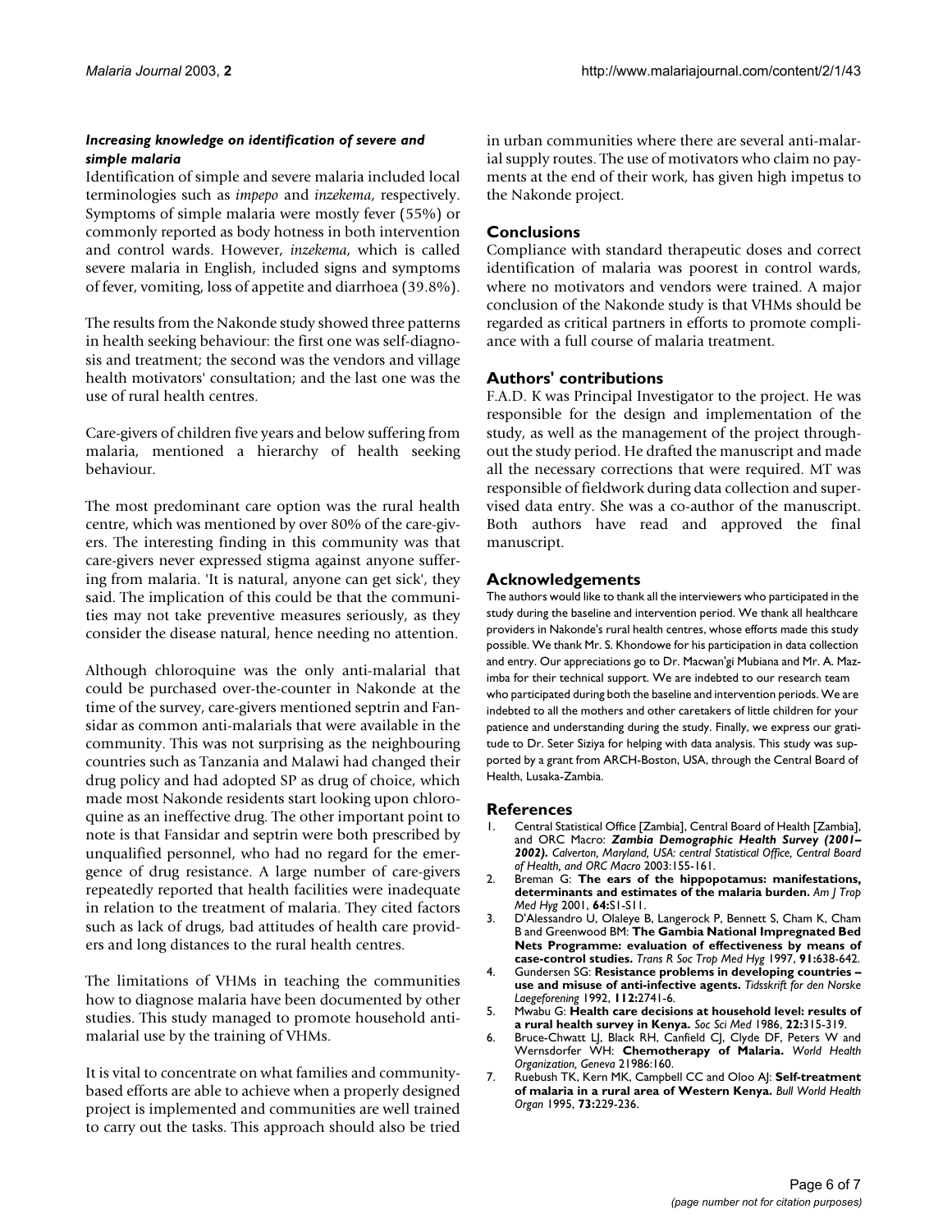### *Increasing knowledge on identification of severe and simple malaria*

Identification of simple and severe malaria included local terminologies such as *impepo* and *inzekema*, respectively. Symptoms of simple malaria were mostly fever (55%) or commonly reported as body hotness in both intervention and control wards. However, *inzekema*, which is called severe malaria in English, included signs and symptoms of fever, vomiting, loss of appetite and diarrhoea (39.8%).

The results from the Nakonde study showed three patterns in health seeking behaviour: the first one was self-diagnosis and treatment; the second was the vendors and village health motivators' consultation; and the last one was the use of rural health centres.

Care-givers of children five years and below suffering from malaria, mentioned a hierarchy of health seeking behaviour.

The most predominant care option was the rural health centre, which was mentioned by over 80% of the care-givers. The interesting finding in this community was that care-givers never expressed stigma against anyone suffering from malaria. 'It is natural, anyone can get sick', they said. The implication of this could be that the communities may not take preventive measures seriously, as they consider the disease natural, hence needing no attention.

Although chloroquine was the only anti-malarial that could be purchased over-the-counter in Nakonde at the time of the survey, care-givers mentioned septrin and Fansidar as common anti-malarials that were available in the community. This was not surprising as the neighbouring countries such as Tanzania and Malawi had changed their drug policy and had adopted SP as drug of choice, which made most Nakonde residents start looking upon chloroquine as an ineffective drug. The other important point to note is that Fansidar and septrin were both prescribed by unqualified personnel, who had no regard for the emergence of drug resistance. A large number of care-givers repeatedly reported that health facilities were inadequate in relation to the treatment of malaria. They cited factors such as lack of drugs, bad attitudes of health care providers and long distances to the rural health centres.

The limitations of VHMs in teaching the communities how to diagnose malaria have been documented by other studies. This study managed to promote household anti-malarial use by the training of VHMs.

It is vital to concentrate on what families and community-based efforts are able to achieve when a properly designed project is implemented and communities are well trained to carry out the tasks. This approach should also be tried in urban communities where there are several anti-malarial supply routes. The use of motivators who claim no payments at the end of their work, has given high impetus to the Nakonde project.

## Conclusions

Compliance with standard therapeutic doses and correct identification of malaria was poorest in control wards, where no motivators and vendors were trained. A major conclusion of the Nakonde study is that VHMs should be regarded as critical partners in efforts to promote compliance with a full course of malaria treatment.

## Authors' contributions

F.A.D. K was Principal Investigator to the project. He was responsible for the design and implementation of the study, as well as the management of the project throughout the study period. He drafted the manuscript and made all the necessary corrections that were required. MT was responsible of fieldwork during data collection and supervised data entry. She was a co-author of the manuscript. Both authors have read and approved the final manuscript.

## Acknowledgements

The authors would like to thank all the interviewers who participated in the study during the baseline and intervention period. We thank all healthcare providers in Nakonde's rural health centres, whose efforts made this study possible. We thank Mr. S. Khondowe for his participation in data collection and entry. Our appreciations go to Dr. Macwan'gi Mubiana and Mr. A. Mazimba for their technical support. We are indebted to our research team who participated during both the baseline and intervention periods. We are indebted to all the mothers and other caretakers of little children for your patience and understanding during the study. Finally, we express our gratitude to Dr. Seter Siziya for helping with data analysis. This study was supported by a grant from ARCH-Boston, USA, through the Central Board of Health, Lusaka-Zambia.

## References

1. Central Statistical Office [Zambia], Central Board of Health [Zambia], and ORC Macro: ***Zambia Demographic Health Survey (2001–2002).*** *Calverton, Maryland, USA: central Statistical Office, Central Board of Health, and ORC Macro* 2003:155-161.
2. Breman G: **The ears of the hippopotamus: manifestations, determinants and estimates of the malaria burden.** *Am J Trop Med Hyg* 2001, **64:**S1-S11.
3. D'Alessandro U, Olaleye B, Langerock P, Bennett S, Cham K, Cham B and Greenwood BM: **The Gambia National Impregnated Bed Nets Programme: evaluation of effectiveness by means of case-control studies.** *Trans R Soc Trop Med Hyg* 1997, **91:**638-642.
4. Gundersen SG: **Resistance problems in developing countries – use and misuse of anti-infective agents.** *Tidsskrift for den Norske Laegeforening* 1992, **112:**2741-6.
5. Mwabu G: **Health care decisions at household level: results of a rural health survey in Kenya.** *Soc Sci Med* 1986, **22:**315-319.
6. Bruce-Chwatt LJ, Black RH, Canfield CJ, Clyde DF, Peters W and Wernsdorfer WH: **Chemotherapy of Malaria.** *World Health Organization, Geneva* 21986:160.
7. Ruebush TK, Kern MK, Campbell CC and Oloo AJ: **Self-treatment of malaria in a rural area of Western Kenya.** *Bull World Health Organ* 1995, **73:**229-236.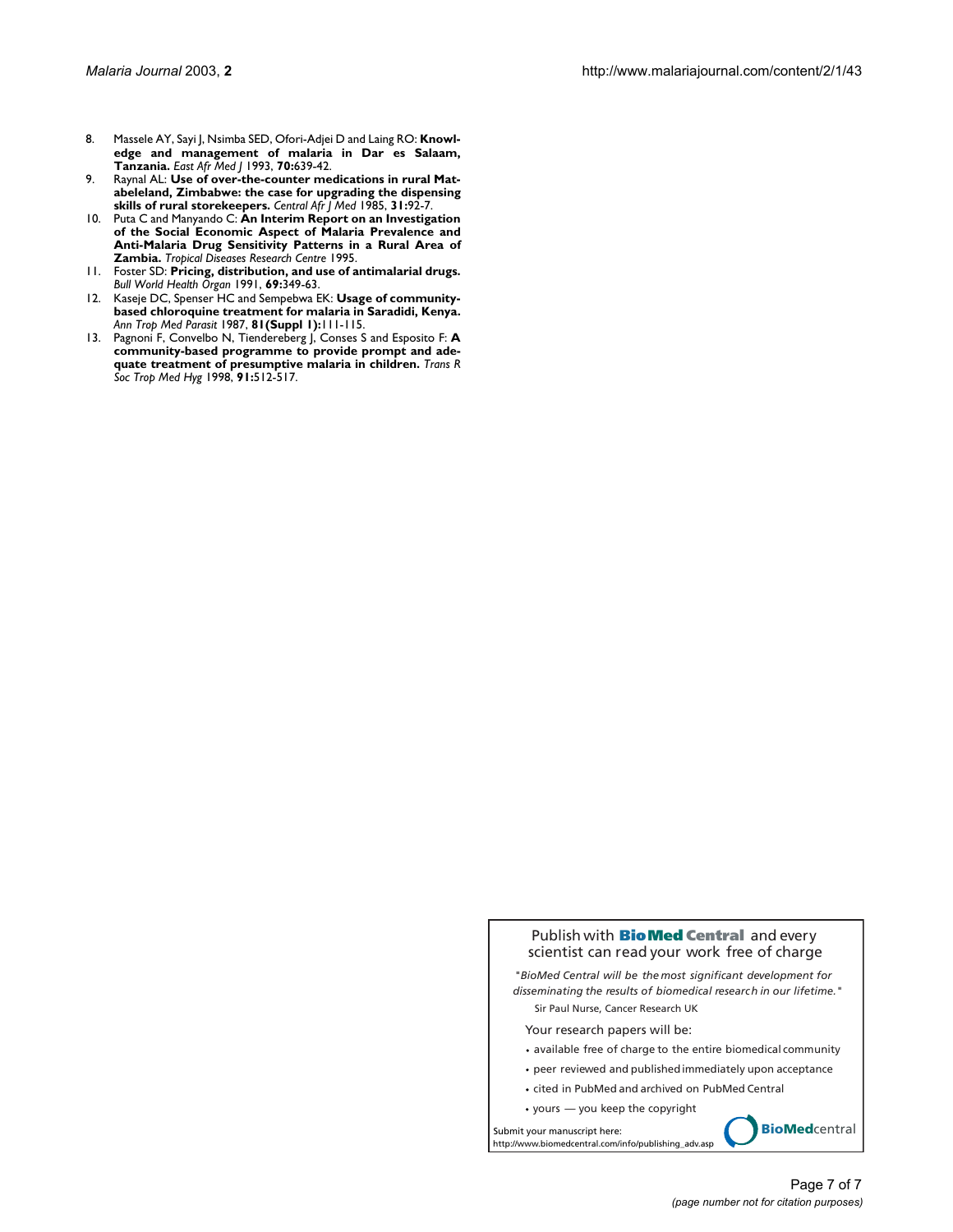8. Massele AY, Sayi J, Nsimba SED, Ofori-Adjei D and Laing RO: **Knowledge and management of malaria in Dar es Salaam, Tanzania.** *East Afr Med J* 1993, **70:**639-42.
9. Raynal AL: **Use of over-the-counter medications in rural Matabeleland, Zimbabwe: the case for upgrading the dispensing skills of rural storekeepers.** *Central Afr J Med* 1985, **31:**92-7.
10. Puta C and Manyando C: **An Interim Report on an Investigation of the Social Economic Aspect of Malaria Prevalence and Anti-Malaria Drug Sensitivity Patterns in a Rural Area of Zambia.** *Tropical Diseases Research Centre* 1995.
11. Foster SD: **Pricing, distribution, and use of antimalarial drugs.** *Bull World Health Organ* 1991, **69:**349-63.
12. Kaseje DC, Spenser HC and Sempebwa EK: **Usage of community-based chloroquine treatment for malaria in Saradidi, Kenya.** *Ann Trop Med Parasit* 1987, **81(Suppl 1):**111-115.
13. Pagnoni F, Convelbo N, Tiendereberg J, Conses S and Esposito F: **A community-based programme to provide prompt and adequate treatment of presumptive malaria in children.** *Trans R Soc Trop Med Hyg* 1998, **91:**512-517.

Publish with **BioMed Central** and every scientist can read your work free of charge

*"BioMed Central will be the most significant development for disseminating the results of biomedical research in our lifetime."*

Sir Paul Nurse, Cancer Research UK

Your research papers will be:

- available free of charge to the entire biomedical community
- peer reviewed and published immediately upon acceptance
- cited in PubMed and archived on PubMed Central
- yours — you keep the copyright

Submit your manuscript here:
http://www.biomedcentral.com/info/publishing_adv.asp

**BioMed**central